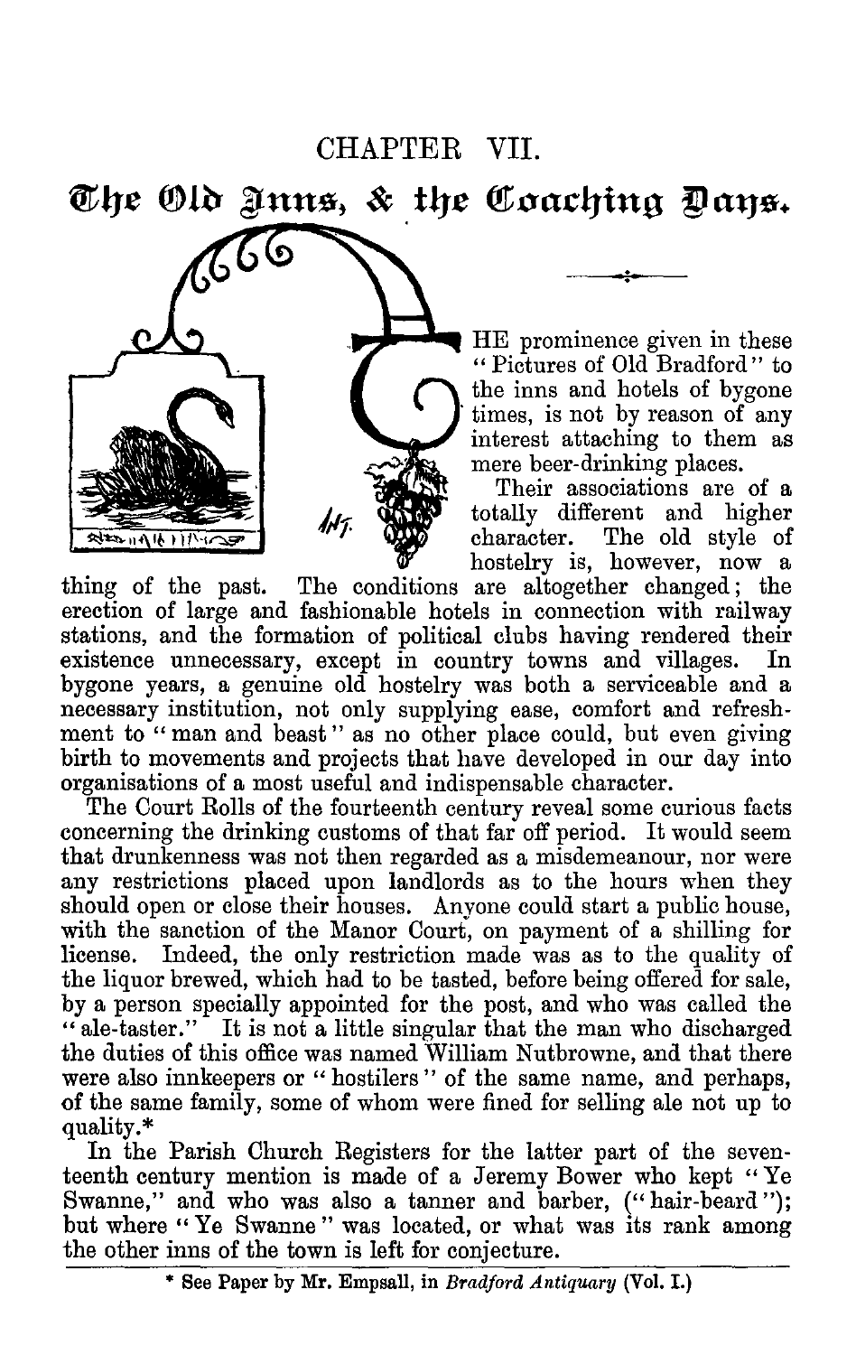# CHAPTER VII.

## The Old Inns, & the Coaching Days.

THE prominence given in these "Pictures of Old Bradford" to the inns and hotels of bygone times, is not by reason of any interest attaching to them as mere beer-drinking places.

Their associations are of a totally different and higher character. The old style of hostelry is, however, now a thing of the past. The conditions are altogether changed; the erection of large and fashionable hotels in connection with railway stations, and the formation of political clubs having rendered their existence unnecessary, except in country towns and villages. In bygone years, a genuine old hostelry was both a serviceable and a necessary institution, not only supplying ease, comfort and refreshment to "man and beast" as no other place could, but even giving birth to movements and projects that have developed in our day into organisations of a most useful and indispensable character.

The Court Rolls of the fourteenth century reveal some curious facts concerning the drinking customs of that far off period. It would seem that drunkenness was not then regarded as a misdemeanour, nor were any restrictions placed upon landlords as to the hours when they should open or close their houses. Anyone could start a public house, with the sanction of the Manor Court, on payment of a shilling for license. Indeed, the only restriction made was as to the quality of the liquor brewed, which had to be tasted, before being offered for sale, by a person specially appointed for the post, and who was called the "ale-taster." It is not a little singular that the man who discharged the duties of this office was named William Nutbrowne, and that there were also innkeepers or "hostilers" of the same name, and perhaps, of the same family, some of whom were fined for selling ale not up to quality.*

In the Parish Church Registers for the latter part of the seventeenth century mention is made of a Jeremy Bower who kept "Ye Swanne," and who was also a tanner and barber, ("hair-beard"); but where "Ye Swanne" was located, or what was its rank among the other inns of the town is left for conjecture.

---

\* See Paper by Mr. Empsall, in *Bradford Antiquary* (Vol. I.)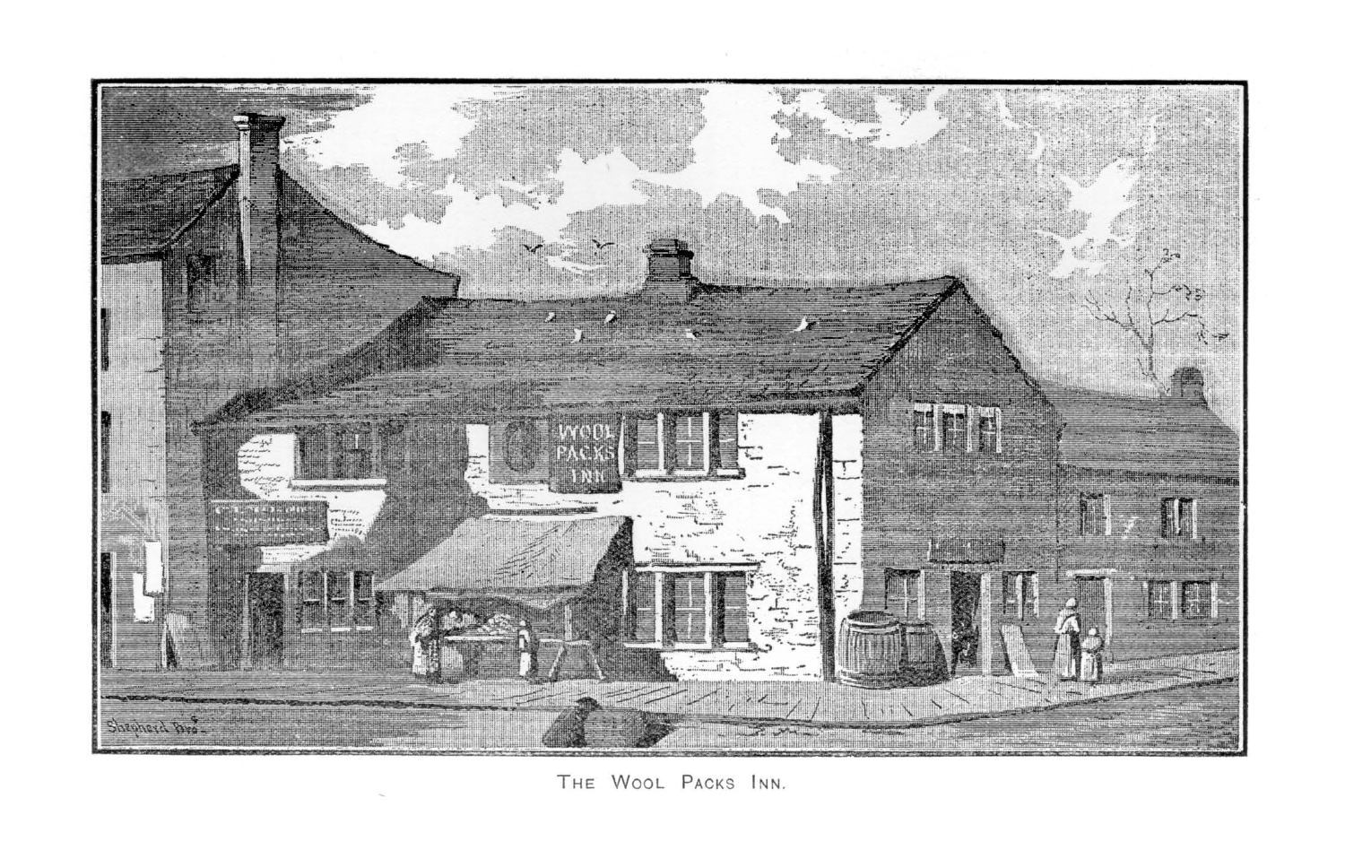THE WOOL PACKS INN.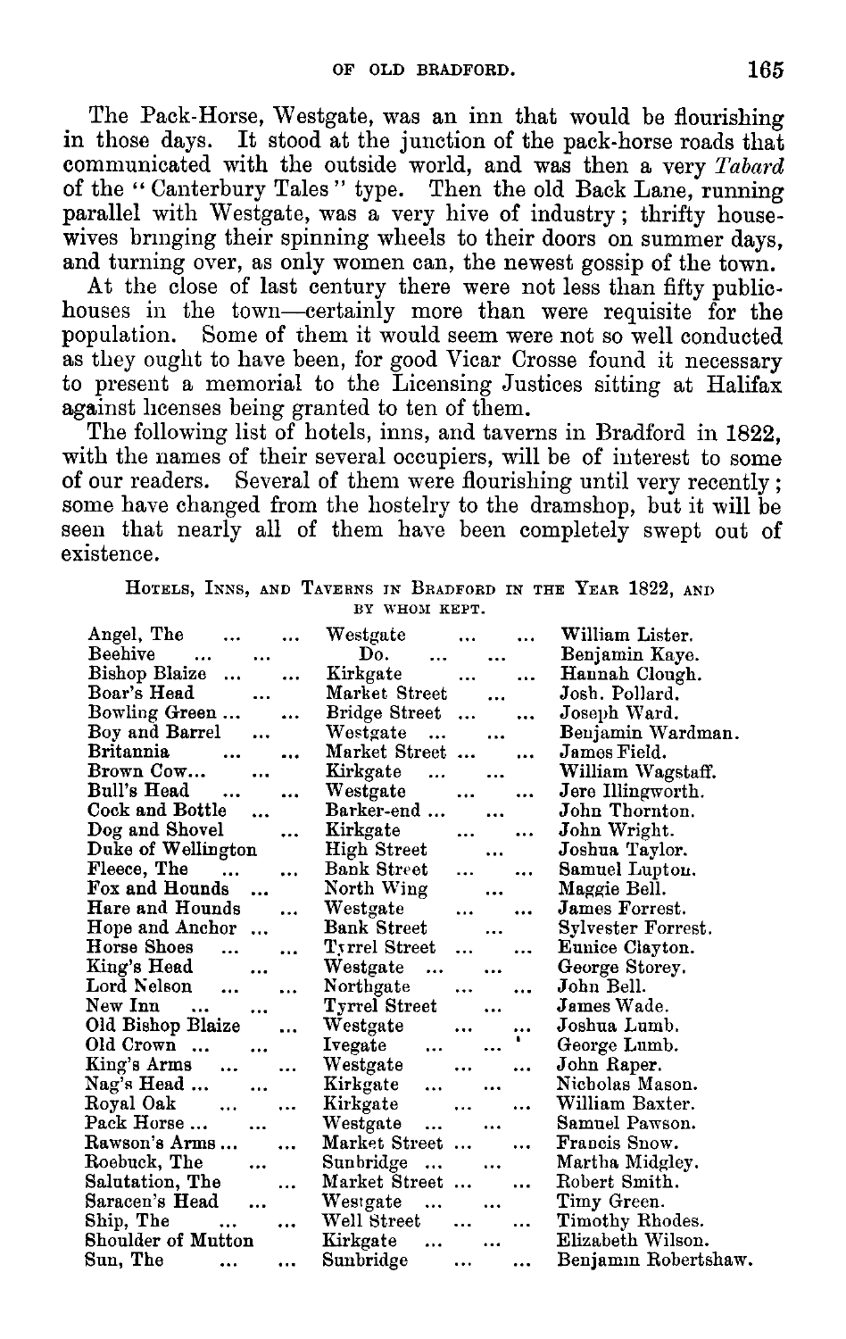The Pack-Horse, Westgate, was an inn that would be flourishing in those days. It stood at the junction of the pack-horse roads that communicated with the outside world, and was then a very *Tabard* of the "Canterbury Tales" type. Then the old Back Lane, running parallel with Westgate, was a very hive of industry; thrifty housewives bringing their spinning wheels to their doors on summer days, and turning over, as only women can, the newest gossip of the town.

At the close of last century there were not less than fifty public-houses in the town—certainly more than were requisite for the population. Some of them it would seem were not so well conducted as they ought to have been, for good Vicar Crosse found it necessary to present a memorial to the Licensing Justices sitting at Halifax against licenses being granted to ten of them.

The following list of hotels, inns, and taverns in Bradford in 1822, with the names of their several occupiers, will be of interest to some of our readers. Several of them were flourishing until very recently; some have changed from the hostelry to the dramshop, but it will be seen that nearly all of them have been completely swept out of existence.

Hotels, Inns, and Taverns in Bradford in the Year 1822, and by whom kept.

| | | |
|---|---|---|
| Angel, The | Westgate | William Lister. |
| Beehive | Do. | Benjamin Kaye. |
| Bishop Blaize | Kirkgate | Hannah Clough. |
| Boar's Head | Market Street | Josh. Pollard. |
| Bowling Green | Bridge Street | Joseph Ward. |
| Boy and Barrel | Westgate | Benjamin Wardman. |
| Britannia | Market Street | James Field. |
| Brown Cow | Kirkgate | William Wagstaff. |
| Bull's Head | Westgate | Jere Illingworth. |
| Cock and Bottle | Barker-end | John Thornton. |
| Dog and Shovel | Kirkgate | John Wright. |
| Duke of Wellington | High Street | Joshua Taylor. |
| Fleece, The | Bank Street | Samuel Lupton. |
| Fox and Hounds | North Wing | Maggie Bell. |
| Hare and Hounds | Westgate | James Forrest. |
| Hope and Anchor | Bank Street | Sylvester Forrest. |
| Horse Shoes | Tyrrel Street | Eunice Clayton. |
| King's Head | Westgate | George Storey. |
| Lord Nelson | Northgate | John Bell. |
| New Inn | Tyrrel Street | James Wade. |
| Old Bishop Blaize | Westgate | Joshua Lumb. |
| Old Crown | Ivegate | George Lumb. |
| King's Arms | Westgate | John Raper. |
| Nag's Head | Kirkgate | Nicholas Mason. |
| Royal Oak | Kirkgate | William Baxter. |
| Pack Horse | Westgate | Samuel Pawson. |
| Rawson's Arms | Market Street | Francis Snow. |
| Roebuck, The | Sunbridge | Martha Midgley. |
| Salutation, The | Market Street | Robert Smith. |
| Saracen's Head | Westgate | Timy Green. |
| Ship, The | Well Street | Timothy Rhodes. |
| Shoulder of Mutton | Kirkgate | Elizabeth Wilson. |
| Sun, The | Sunbridge | Benjamin Robertshaw. |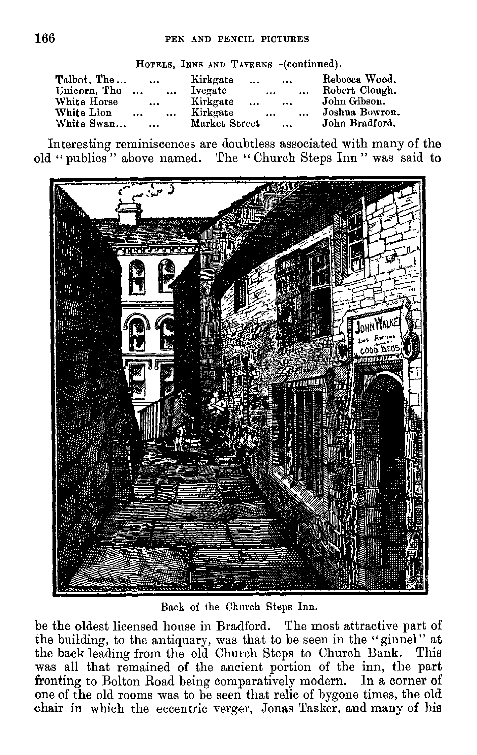HOTELS, INNS AND TAVERNS—(continued).

| | | |
|---|---|---|
| Talbot, The... | Kirkgate | Rebecca Wood. |
| Unicorn, The | Ivegate | Robert Clough. |
| White Horse | Kirkgate | John Gibson. |
| White Lion | Kirkgate | Joshua Bowron. |
| White Swan... | Market Street | John Bradford. |

Interesting reminiscences are doubtless associated with many of the old "publics" above named. The "Church Steps Inn" was said to be the oldest licensed house in Bradford. The most attractive part of the building, to the antiquary, was that to be seen in the "ginnel" at the back leading from the old Church Steps to Church Bank. This was all that remained of the ancient portion of the inn, the part fronting to Bolton Road being comparatively modern. In a corner of one of the old rooms was to be seen that relic of bygone times, the old chair in which the eccentric verger, Jonas Tasker, and many of his

Back of the Church Steps Inn.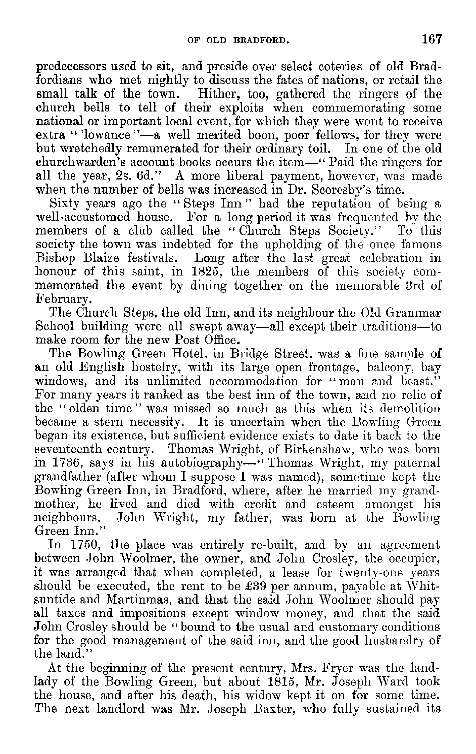predecessors used to sit, and preside over select coteries of old Bradfordians who met nightly to discuss the fates of nations, or retail the small talk of the town. Hither, too, gathered the ringers of the church bells to tell of their exploits when commemorating some national or important local event, for which they were wont to receive extra "'lowance"—a well merited boon, poor fellows, for they were but wretchedly remunerated for their ordinary toil. In one of the old churchwarden's account books occurs the item—"Paid the ringers for all the year, 2s. 6d." A more liberal payment, however, was made when the number of bells was increased in Dr. Scoresby's time.

Sixty years ago the "Steps Inn" had the reputation of being a well-accustomed house. For a long period it was frequented by the members of a club called the "Church Steps Society." To this society the town was indebted for the upholding of the once famous Bishop Blaize festivals. Long after the last great celebration in honour of this saint, in 1825, the members of this society commemorated the event by dining together on the memorable 3rd of February.

The Church Steps, the old Inn, and its neighbour the Old Grammar School building were all swept away—all except their traditions—to make room for the new Post Office.

The Bowling Green Hotel, in Bridge Street, was a fine sample of an old English hostelry, with its large open frontage, balcony, bay windows, and its unlimited accommodation for "man and beast." For many years it ranked as the best inn of the town, and no relic of the "olden time" was missed so much as this when its demolition became a stern necessity. It is uncertain when the Bowling Green began its existence, but sufficient evidence exists to date it back to the seventeenth century. Thomas Wright, of Birkenshaw, who was born in 1736, says in his autobiography—"Thomas Wright, my paternal grandfather (after whom I suppose I was named), sometime kept the Bowling Green Inn, in Bradford, where, after he married my grandmother, he lived and died with credit and esteem amongst his neighbours. John Wright, my father, was born at the Bowling Green Inn."

In 1750, the place was entirely re-built, and by an agreement between John Woolmer, the owner, and John Crosley, the occupier, it was arranged that when completed, a lease for twenty-one years should be executed, the rent to be £39 per annum, payable at Whitsuntide and Martinmas, and that the said John Woolmer should pay all taxes and impositions except window money, and that the said John Crosley should be "bound to the usual and customary conditions for the good management of the said inn, and the good husbandry of the land."

At the beginning of the present century, Mrs. Fryer was the landlady of the Bowling Green, but about 1815, Mr. Joseph Ward took the house, and after his death, his widow kept it on for some time. The next landlord was Mr. Joseph Baxter, who fully sustained its